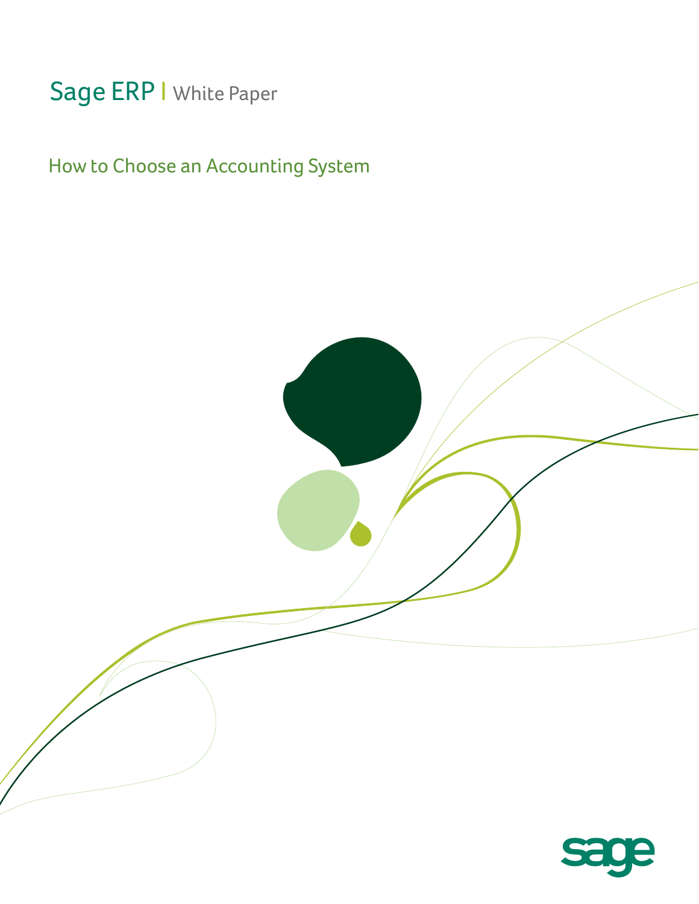Sage ERP | White Paper

# How to Choose an Accounting System

sage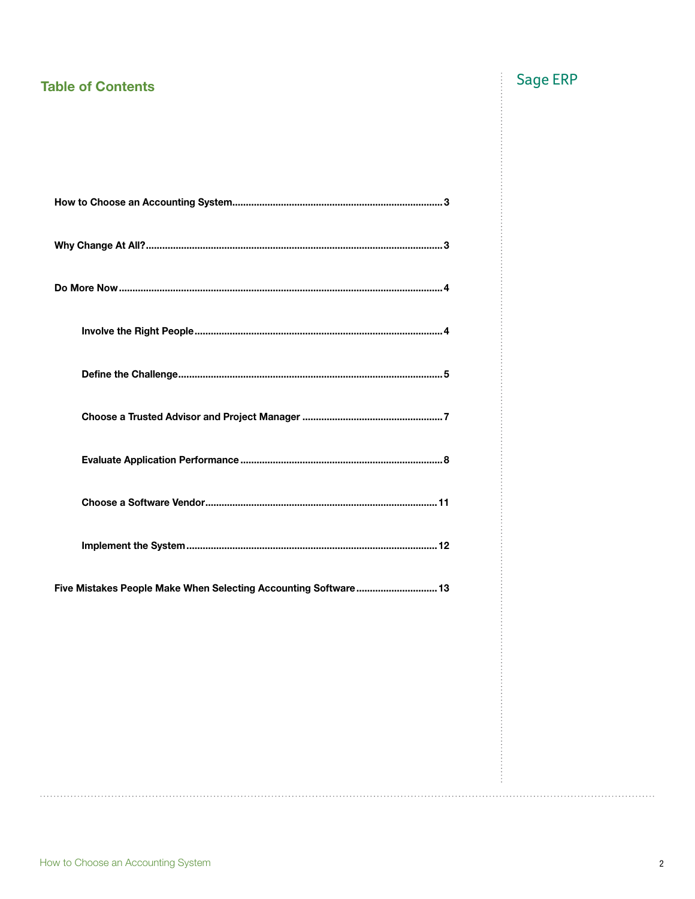## Table of Contents

Sage ERP

- How to Choose an Accounting System .......... 3
- Why Change At All? .......... 3
- Do More Now .......... 4
  - Involve the Right People .......... 4
  - Define the Challenge .......... 5
  - Choose a Trusted Advisor and Project Manager .......... 7
  - Evaluate Application Performance .......... 8
  - Choose a Software Vendor .......... 11
  - Implement the System .......... 12
- Five Mistakes People Make When Selecting Accounting Software .......... 13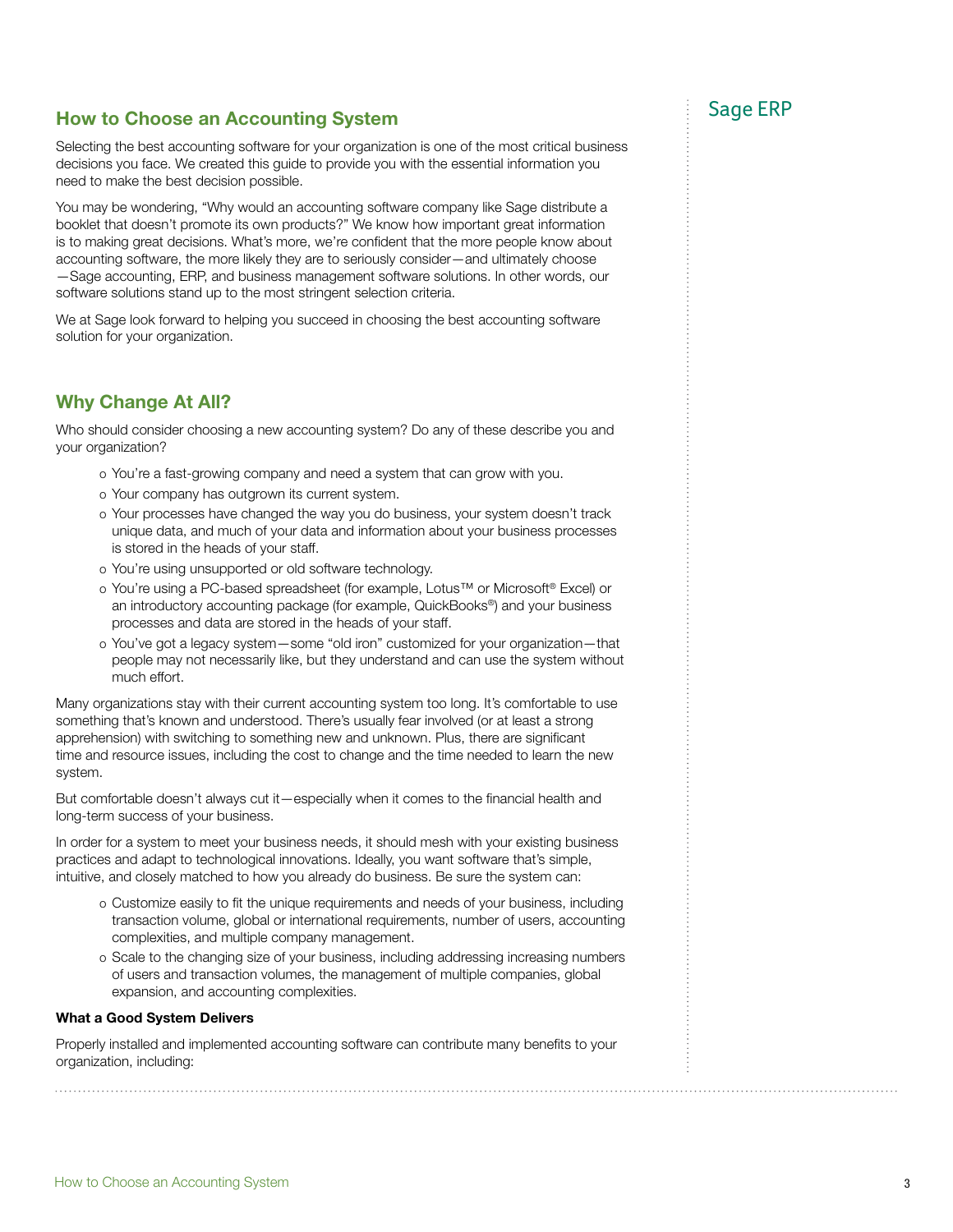## How to Choose an Accounting System

Selecting the best accounting software for your organization is one of the most critical business decisions you face. We created this guide to provide you with the essential information you need to make the best decision possible.

You may be wondering, "Why would an accounting software company like Sage distribute a booklet that doesn't promote its own products?" We know how important great information is to making great decisions. What's more, we're confident that the more people know about accounting software, the more likely they are to seriously consider—and ultimately choose—Sage accounting, ERP, and business management software solutions. In other words, our software solutions stand up to the most stringent selection criteria.

We at Sage look forward to helping you succeed in choosing the best accounting software solution for your organization.

## Why Change At All?

Who should consider choosing a new accounting system? Do any of these describe you and your organization?

- You're a fast-growing company and need a system that can grow with you.
- Your company has outgrown its current system.
- Your processes have changed the way you do business, your system doesn't track unique data, and much of your data and information about your business processes is stored in the heads of your staff.
- You're using unsupported or old software technology.
- You're using a PC-based spreadsheet (for example, Lotus™ or Microsoft® Excel) or an introductory accounting package (for example, QuickBooks®) and your business processes and data are stored in the heads of your staff.
- You've got a legacy system—some "old iron" customized for your organization—that people may not necessarily like, but they understand and can use the system without much effort.

Many organizations stay with their current accounting system too long. It's comfortable to use something that's known and understood. There's usually fear involved (or at least a strong apprehension) with switching to something new and unknown. Plus, there are significant time and resource issues, including the cost to change and the time needed to learn the new system.

But comfortable doesn't always cut it—especially when it comes to the financial health and long-term success of your business.

In order for a system to meet your business needs, it should mesh with your existing business practices and adapt to technological innovations. Ideally, you want software that's simple, intuitive, and closely matched to how you already do business. Be sure the system can:

- Customize easily to fit the unique requirements and needs of your business, including transaction volume, global or international requirements, number of users, accounting complexities, and multiple company management.
- Scale to the changing size of your business, including addressing increasing numbers of users and transaction volumes, the management of multiple companies, global expansion, and accounting complexities.

**What a Good System Delivers**

Properly installed and implemented accounting software can contribute many benefits to your organization, including: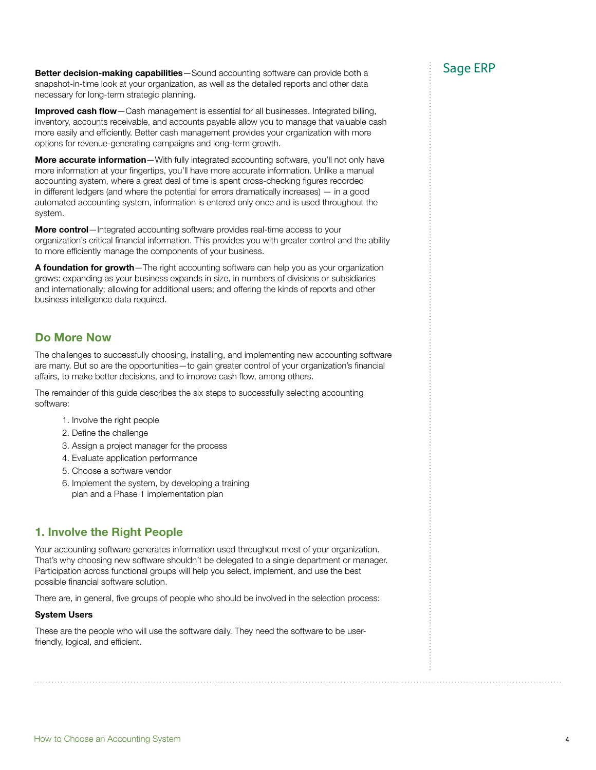**Better decision-making capabilities**—Sound accounting software can provide both a snapshot-in-time look at your organization, as well as the detailed reports and other data necessary for long-term strategic planning.

**Improved cash flow**—Cash management is essential for all businesses. Integrated billing, inventory, accounts receivable, and accounts payable allow you to manage that valuable cash more easily and efficiently. Better cash management provides your organization with more options for revenue-generating campaigns and long-term growth.

**More accurate information**—With fully integrated accounting software, you'll not only have more information at your fingertips, you'll have more accurate information. Unlike a manual accounting system, where a great deal of time is spent cross-checking figures recorded in different ledgers (and where the potential for errors dramatically increases) — in a good automated accounting system, information is entered only once and is used throughout the system.

**More control**—Integrated accounting software provides real-time access to your organization's critical financial information. This provides you with greater control and the ability to more efficiently manage the components of your business.

**A foundation for growth**—The right accounting software can help you as your organization grows: expanding as your business expands in size, in numbers of divisions or subsidiaries and internationally; allowing for additional users; and offering the kinds of reports and other business intelligence data required.

## Do More Now

The challenges to successfully choosing, installing, and implementing new accounting software are many. But so are the opportunities—to gain greater control of your organization's financial affairs, to make better decisions, and to improve cash flow, among others.

The remainder of this guide describes the six steps to successfully selecting accounting software:

1. Involve the right people
2. Define the challenge
3. Assign a project manager for the process
4. Evaluate application performance
5. Choose a software vendor
6. Implement the system, by developing a training plan and a Phase 1 implementation plan

## 1. Involve the Right People

Your accounting software generates information used throughout most of your organization. That's why choosing new software shouldn't be delegated to a single department or manager. Participation across functional groups will help you select, implement, and use the best possible financial software solution.

There are, in general, five groups of people who should be involved in the selection process:

**System Users**

These are the people who will use the software daily. They need the software to be user-friendly, logical, and efficient.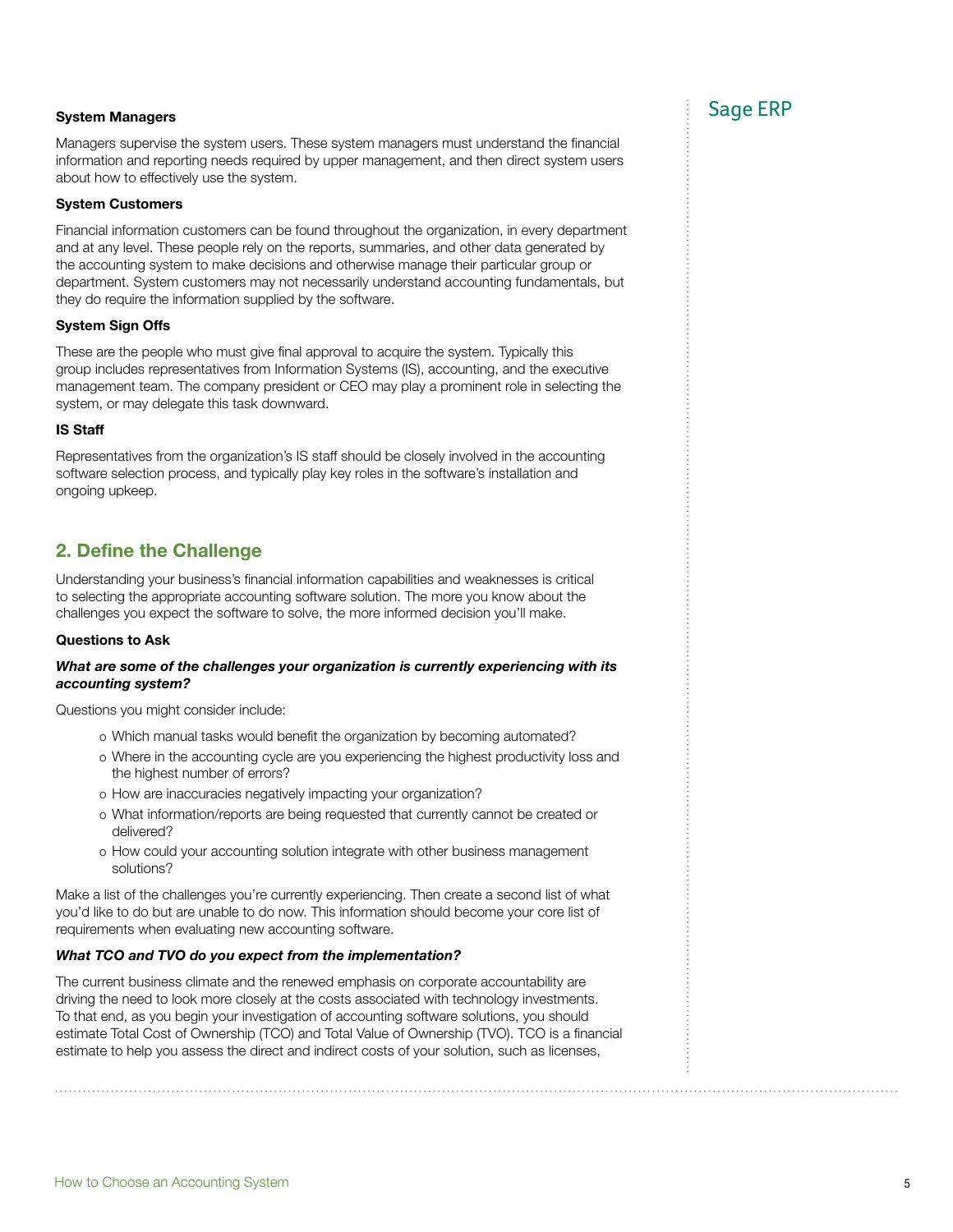**System Managers**

Managers supervise the system users. These system managers must understand the financial information and reporting needs required by upper management, and then direct system users about how to effectively use the system.

**System Customers**

Financial information customers can be found throughout the organization, in every department and at any level. These people rely on the reports, summaries, and other data generated by the accounting system to make decisions and otherwise manage their particular group or department. System customers may not necessarily understand accounting fundamentals, but they do require the information supplied by the software.

**System Sign Offs**

These are the people who must give final approval to acquire the system. Typically this group includes representatives from Information Systems (IS), accounting, and the executive management team. The company president or CEO may play a prominent role in selecting the system, or may delegate this task downward.

**IS Staff**

Representatives from the organization's IS staff should be closely involved in the accounting software selection process, and typically play key roles in the software's installation and ongoing upkeep.

## 2. Define the Challenge

Understanding your business's financial information capabilities and weaknesses is critical to selecting the appropriate accounting software solution. The more you know about the challenges you expect the software to solve, the more informed decision you'll make.

**Questions to Ask**

***What are some of the challenges your organization is currently experiencing with its accounting system?***

Questions you might consider include:

- Which manual tasks would benefit the organization by becoming automated?
- Where in the accounting cycle are you experiencing the highest productivity loss and the highest number of errors?
- How are inaccuracies negatively impacting your organization?
- What information/reports are being requested that currently cannot be created or delivered?
- How could your accounting solution integrate with other business management solutions?

Make a list of the challenges you're currently experiencing. Then create a second list of what you'd like to do but are unable to do now. This information should become your core list of requirements when evaluating new accounting software.

***What TCO and TVO do you expect from the implementation?***

The current business climate and the renewed emphasis on corporate accountability are driving the need to look more closely at the costs associated with technology investments. To that end, as you begin your investigation of accounting software solutions, you should estimate Total Cost of Ownership (TCO) and Total Value of Ownership (TVO). TCO is a financial estimate to help you assess the direct and indirect costs of your solution, such as licenses,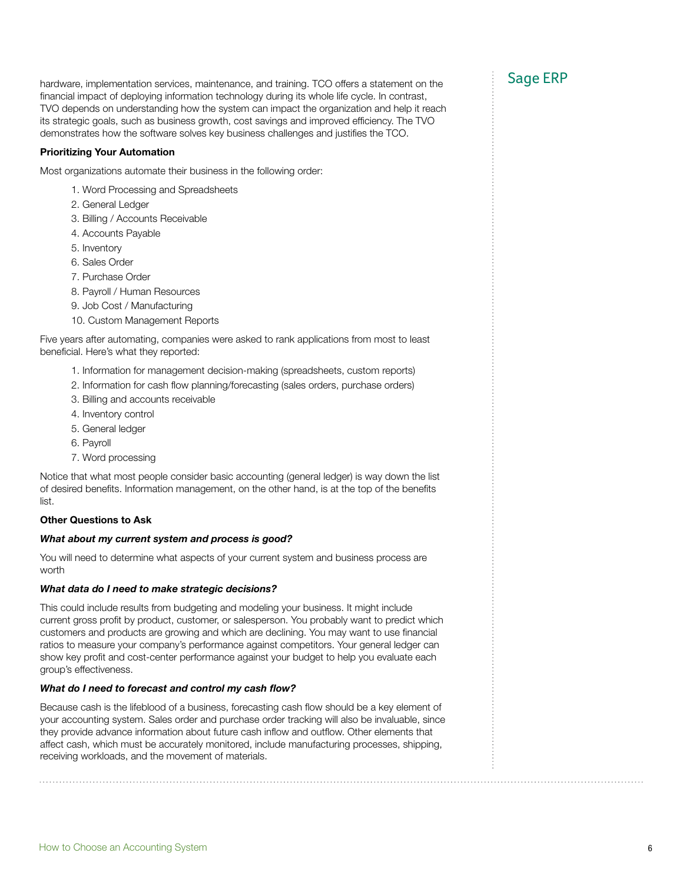hardware, implementation services, maintenance, and training. TCO offers a statement on the financial impact of deploying information technology during its whole life cycle. In contrast, TVO depends on understanding how the system can impact the organization and help it reach its strategic goals, such as business growth, cost savings and improved efficiency. The TVO demonstrates how the software solves key business challenges and justifies the TCO.

**Prioritizing Your Automation**

Most organizations automate their business in the following order:

1. Word Processing and Spreadsheets
2. General Ledger
3. Billing / Accounts Receivable
4. Accounts Payable
5. Inventory
6. Sales Order
7. Purchase Order
8. Payroll / Human Resources
9. Job Cost / Manufacturing
10. Custom Management Reports

Five years after automating, companies were asked to rank applications from most to least beneficial. Here's what they reported:

1. Information for management decision-making (spreadsheets, custom reports)
2. Information for cash flow planning/forecasting (sales orders, purchase orders)
3. Billing and accounts receivable
4. Inventory control
5. General ledger
6. Payroll
7. Word processing

Notice that what most people consider basic accounting (general ledger) is way down the list of desired benefits. Information management, on the other hand, is at the top of the benefits list.

**Other Questions to Ask**

***What about my current system and process is good?***

You will need to determine what aspects of your current system and business process are worth

***What data do I need to make strategic decisions?***

This could include results from budgeting and modeling your business. It might include current gross profit by product, customer, or salesperson. You probably want to predict which customers and products are growing and which are declining. You may want to use financial ratios to measure your company's performance against competitors. Your general ledger can show key profit and cost-center performance against your budget to help you evaluate each group's effectiveness.

***What do I need to forecast and control my cash flow?***

Because cash is the lifeblood of a business, forecasting cash flow should be a key element of your accounting system. Sales order and purchase order tracking will also be invaluable, since they provide advance information about future cash inflow and outflow. Other elements that affect cash, which must be accurately monitored, include manufacturing processes, shipping, receiving workloads, and the movement of materials.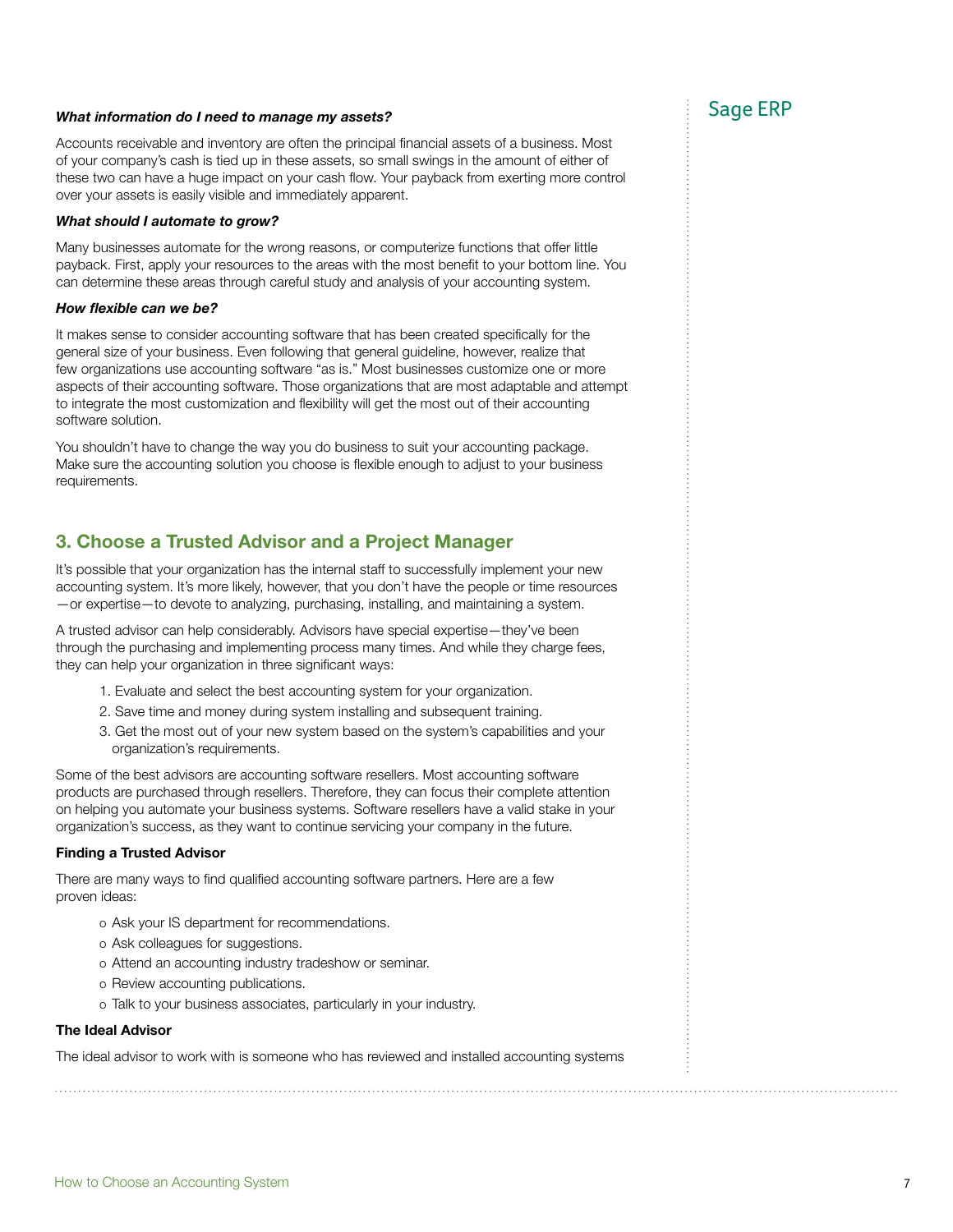***What information do I need to manage my assets?***

Accounts receivable and inventory are often the principal financial assets of a business. Most of your company's cash is tied up in these assets, so small swings in the amount of either of these two can have a huge impact on your cash flow. Your payback from exerting more control over your assets is easily visible and immediately apparent.

***What should I automate to grow?***

Many businesses automate for the wrong reasons, or computerize functions that offer little payback. First, apply your resources to the areas with the most benefit to your bottom line. You can determine these areas through careful study and analysis of your accounting system.

***How flexible can we be?***

It makes sense to consider accounting software that has been created specifically for the general size of your business. Even following that general guideline, however, realize that few organizations use accounting software "as is." Most businesses customize one or more aspects of their accounting software. Those organizations that are most adaptable and attempt to integrate the most customization and flexibility will get the most out of their accounting software solution.

You shouldn't have to change the way you do business to suit your accounting package. Make sure the accounting solution you choose is flexible enough to adjust to your business requirements.

## 3. Choose a Trusted Advisor and a Project Manager

It's possible that your organization has the internal staff to successfully implement your new accounting system. It's more likely, however, that you don't have the people or time resources—or expertise—to devote to analyzing, purchasing, installing, and maintaining a system.

A trusted advisor can help considerably. Advisors have special expertise—they've been through the purchasing and implementing process many times. And while they charge fees, they can help your organization in three significant ways:

1. Evaluate and select the best accounting system for your organization.
2. Save time and money during system installing and subsequent training.
3. Get the most out of your new system based on the system's capabilities and your organization's requirements.

Some of the best advisors are accounting software resellers. Most accounting software products are purchased through resellers. Therefore, they can focus their complete attention on helping you automate your business systems. Software resellers have a valid stake in your organization's success, as they want to continue servicing your company in the future.

**Finding a Trusted Advisor**

There are many ways to find qualified accounting software partners. Here are a few proven ideas:

- Ask your IS department for recommendations.
- Ask colleagues for suggestions.
- Attend an accounting industry tradeshow or seminar.
- Review accounting publications.
- Talk to your business associates, particularly in your industry.

**The Ideal Advisor**

The ideal advisor to work with is someone who has reviewed and installed accounting systems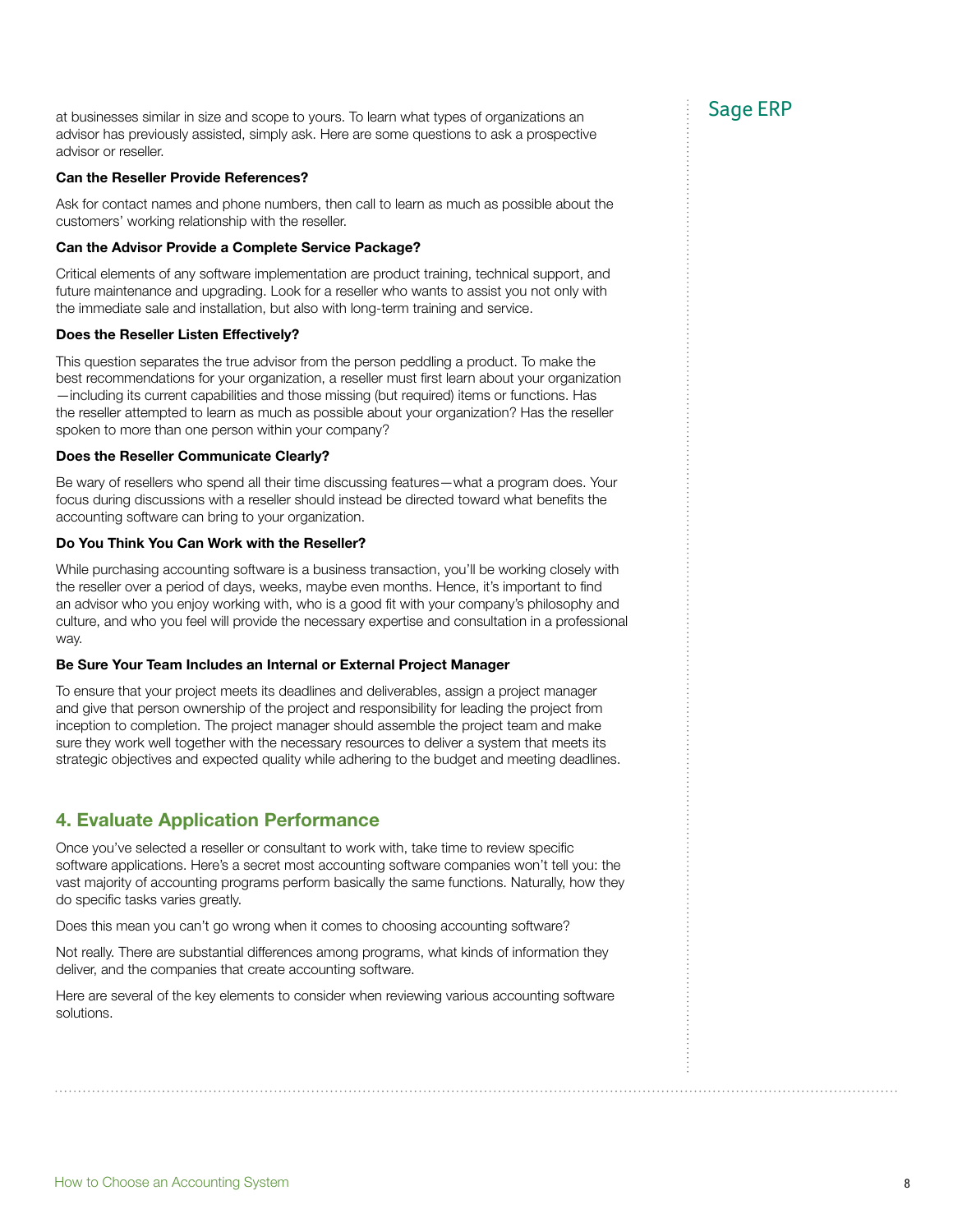at businesses similar in size and scope to yours. To learn what types of organizations an advisor has previously assisted, simply ask. Here are some questions to ask a prospective advisor or reseller.

**Can the Reseller Provide References?**

Ask for contact names and phone numbers, then call to learn as much as possible about the customers' working relationship with the reseller.

**Can the Advisor Provide a Complete Service Package?**

Critical elements of any software implementation are product training, technical support, and future maintenance and upgrading. Look for a reseller who wants to assist you not only with the immediate sale and installation, but also with long-term training and service.

**Does the Reseller Listen Effectively?**

This question separates the true advisor from the person peddling a product. To make the best recommendations for your organization, a reseller must first learn about your organization—including its current capabilities and those missing (but required) items or functions. Has the reseller attempted to learn as much as possible about your organization? Has the reseller spoken to more than one person within your company?

**Does the Reseller Communicate Clearly?**

Be wary of resellers who spend all their time discussing features—what a program does. Your focus during discussions with a reseller should instead be directed toward what benefits the accounting software can bring to your organization.

**Do You Think You Can Work with the Reseller?**

While purchasing accounting software is a business transaction, you'll be working closely with the reseller over a period of days, weeks, maybe even months. Hence, it's important to find an advisor who you enjoy working with, who is a good fit with your company's philosophy and culture, and who you feel will provide the necessary expertise and consultation in a professional way.

**Be Sure Your Team Includes an Internal or External Project Manager**

To ensure that your project meets its deadlines and deliverables, assign a project manager and give that person ownership of the project and responsibility for leading the project from inception to completion. The project manager should assemble the project team and make sure they work well together with the necessary resources to deliver a system that meets its strategic objectives and expected quality while adhering to the budget and meeting deadlines.

## 4. Evaluate Application Performance

Once you've selected a reseller or consultant to work with, take time to review specific software applications. Here's a secret most accounting software companies won't tell you: the vast majority of accounting programs perform basically the same functions. Naturally, how they do specific tasks varies greatly.

Does this mean you can't go wrong when it comes to choosing accounting software?

Not really. There are substantial differences among programs, what kinds of information they deliver, and the companies that create accounting software.

Here are several of the key elements to consider when reviewing various accounting software solutions.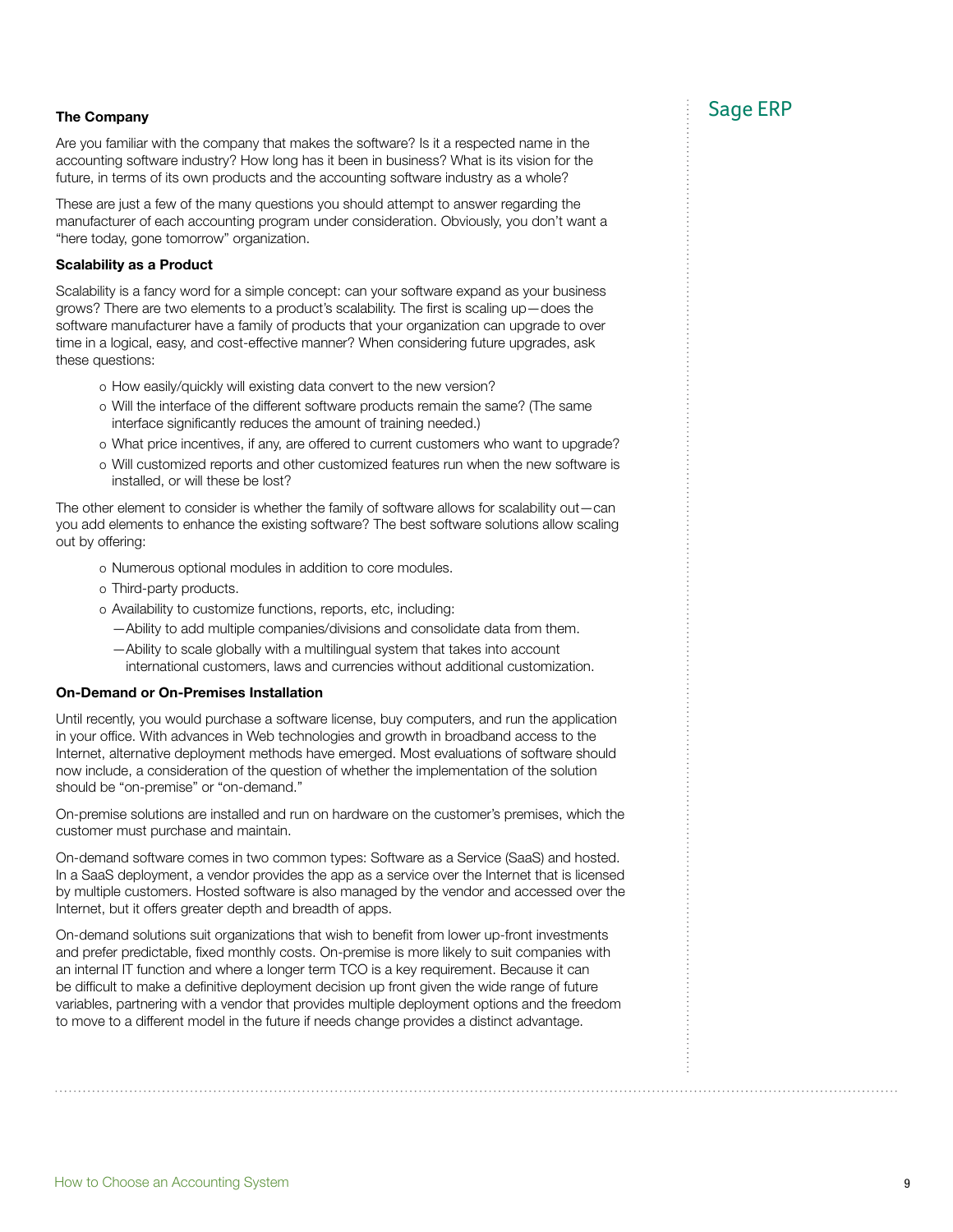### The Company

Are you familiar with the company that makes the software? Is it a respected name in the accounting software industry? How long has it been in business? What is its vision for the future, in terms of its own products and the accounting software industry as a whole?

These are just a few of the many questions you should attempt to answer regarding the manufacturer of each accounting program under consideration. Obviously, you don't want a "here today, gone tomorrow" organization.

### Scalability as a Product

Scalability is a fancy word for a simple concept: can your software expand as your business grows? There are two elements to a product's scalability. The first is scaling up—does the software manufacturer have a family of products that your organization can upgrade to over time in a logical, easy, and cost-effective manner? When considering future upgrades, ask these questions:

- How easily/quickly will existing data convert to the new version?
- Will the interface of the different software products remain the same? (The same interface significantly reduces the amount of training needed.)
- What price incentives, if any, are offered to current customers who want to upgrade?
- Will customized reports and other customized features run when the new software is installed, or will these be lost?

The other element to consider is whether the family of software allows for scalability out—can you add elements to enhance the existing software? The best software solutions allow scaling out by offering:

- Numerous optional modules in addition to core modules.
- Third-party products.
- Availability to customize functions, reports, etc, including:
  - Ability to add multiple companies/divisions and consolidate data from them.
  - Ability to scale globally with a multilingual system that takes into account international customers, laws and currencies without additional customization.

### On-Demand or On-Premises Installation

Until recently, you would purchase a software license, buy computers, and run the application in your office. With advances in Web technologies and growth in broadband access to the Internet, alternative deployment methods have emerged. Most evaluations of software should now include, a consideration of the question of whether the implementation of the solution should be "on-premise" or "on-demand."

On-premise solutions are installed and run on hardware on the customer's premises, which the customer must purchase and maintain.

On-demand software comes in two common types: Software as a Service (SaaS) and hosted. In a SaaS deployment, a vendor provides the app as a service over the Internet that is licensed by multiple customers. Hosted software is also managed by the vendor and accessed over the Internet, but it offers greater depth and breadth of apps.

On-demand solutions suit organizations that wish to benefit from lower up-front investments and prefer predictable, fixed monthly costs. On-premise is more likely to suit companies with an internal IT function and where a longer term TCO is a key requirement. Because it can be difficult to make a definitive deployment decision up front given the wide range of future variables, partnering with a vendor that provides multiple deployment options and the freedom to move to a different model in the future if needs change provides a distinct advantage.

Sage ERP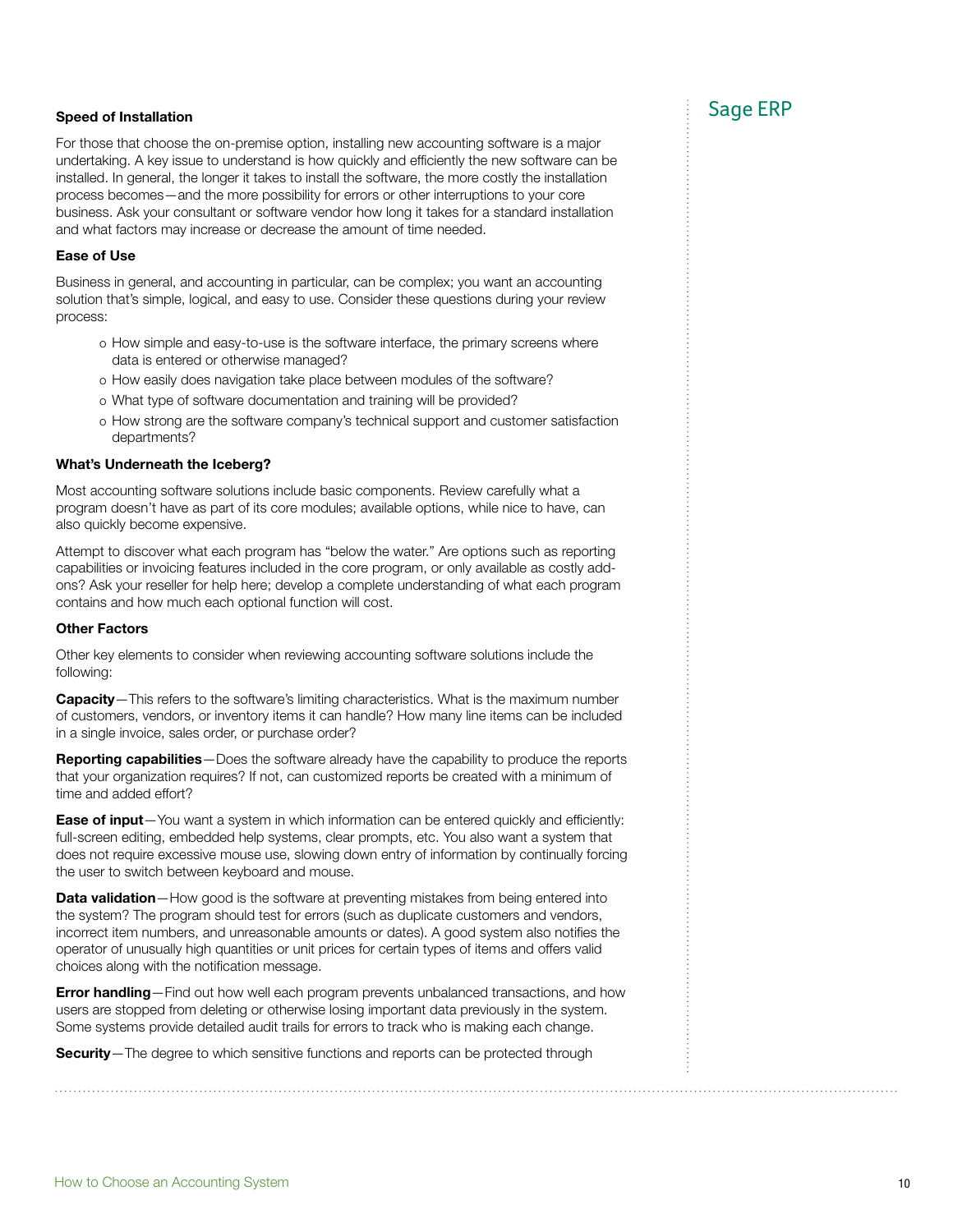### Speed of Installation

For those that choose the on-premise option, installing new accounting software is a major undertaking. A key issue to understand is how quickly and efficiently the new software can be installed. In general, the longer it takes to install the software, the more costly the installation process becomes—and the more possibility for errors or other interruptions to your core business. Ask your consultant or software vendor how long it takes for a standard installation and what factors may increase or decrease the amount of time needed.

### Ease of Use

Business in general, and accounting in particular, can be complex; you want an accounting solution that's simple, logical, and easy to use. Consider these questions during your review process:

- How simple and easy-to-use is the software interface, the primary screens where data is entered or otherwise managed?
- How easily does navigation take place between modules of the software?
- What type of software documentation and training will be provided?
- How strong are the software company's technical support and customer satisfaction departments?

### What's Underneath the Iceberg?

Most accounting software solutions include basic components. Review carefully what a program doesn't have as part of its core modules; available options, while nice to have, can also quickly become expensive.

Attempt to discover what each program has "below the water." Are options such as reporting capabilities or invoicing features included in the core program, or only available as costly add-ons? Ask your reseller for help here; develop a complete understanding of what each program contains and how much each optional function will cost.

### Other Factors

Other key elements to consider when reviewing accounting software solutions include the following:

**Capacity**—This refers to the software's limiting characteristics. What is the maximum number of customers, vendors, or inventory items it can handle? How many line items can be included in a single invoice, sales order, or purchase order?

**Reporting capabilities**—Does the software already have the capability to produce the reports that your organization requires? If not, can customized reports be created with a minimum of time and added effort?

**Ease of input**—You want a system in which information can be entered quickly and efficiently: full-screen editing, embedded help systems, clear prompts, etc. You also want a system that does not require excessive mouse use, slowing down entry of information by continually forcing the user to switch between keyboard and mouse.

**Data validation**—How good is the software at preventing mistakes from being entered into the system? The program should test for errors (such as duplicate customers and vendors, incorrect item numbers, and unreasonable amounts or dates). A good system also notifies the operator of unusually high quantities or unit prices for certain types of items and offers valid choices along with the notification message.

**Error handling**—Find out how well each program prevents unbalanced transactions, and how users are stopped from deleting or otherwise losing important data previously in the system. Some systems provide detailed audit trails for errors to track who is making each change.

**Security**—The degree to which sensitive functions and reports can be protected through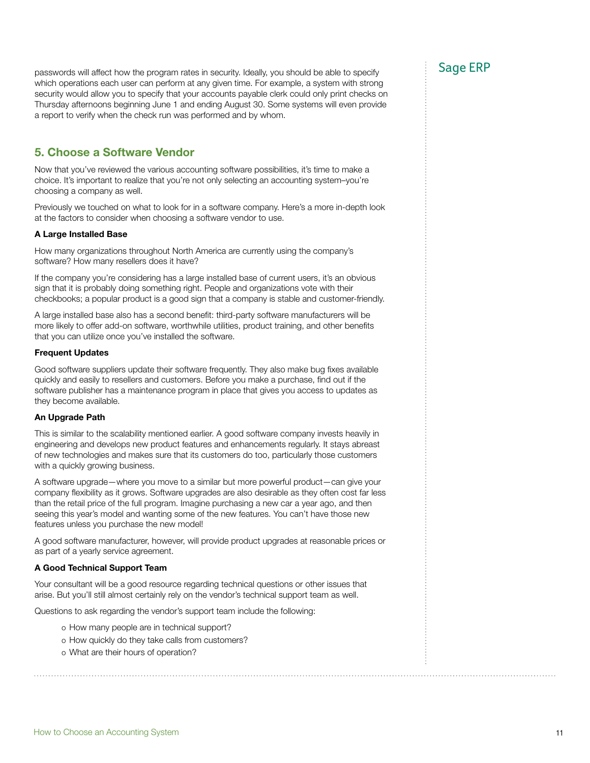passwords will affect how the program rates in security. Ideally, you should be able to specify which operations each user can perform at any given time. For example, a system with strong security would allow you to specify that your accounts payable clerk could only print checks on Thursday afternoons beginning June 1 and ending August 30. Some systems will even provide a report to verify when the check run was performed and by whom.

## 5. Choose a Software Vendor

Now that you've reviewed the various accounting software possibilities, it's time to make a choice. It's important to realize that you're not only selecting an accounting system–you're choosing a company as well.

Previously we touched on what to look for in a software company. Here's a more in-depth look at the factors to consider when choosing a software vendor to use.

**A Large Installed Base**

How many organizations throughout North America are currently using the company's software? How many resellers does it have?

If the company you're considering has a large installed base of current users, it's an obvious sign that it is probably doing something right. People and organizations vote with their checkbooks; a popular product is a good sign that a company is stable and customer-friendly.

A large installed base also has a second benefit: third-party software manufacturers will be more likely to offer add-on software, worthwhile utilities, product training, and other benefits that you can utilize once you've installed the software.

**Frequent Updates**

Good software suppliers update their software frequently. They also make bug fixes available quickly and easily to resellers and customers. Before you make a purchase, find out if the software publisher has a maintenance program in place that gives you access to updates as they become available.

**An Upgrade Path**

This is similar to the scalability mentioned earlier. A good software company invests heavily in engineering and develops new product features and enhancements regularly. It stays abreast of new technologies and makes sure that its customers do too, particularly those customers with a quickly growing business.

A software upgrade—where you move to a similar but more powerful product—can give your company flexibility as it grows. Software upgrades are also desirable as they often cost far less than the retail price of the full program. Imagine purchasing a new car a year ago, and then seeing this year's model and wanting some of the new features. You can't have those new features unless you purchase the new model!

A good software manufacturer, however, will provide product upgrades at reasonable prices or as part of a yearly service agreement.

**A Good Technical Support Team**

Your consultant will be a good resource regarding technical questions or other issues that arise. But you'll still almost certainly rely on the vendor's technical support team as well.

Questions to ask regarding the vendor's support team include the following:

- How many people are in technical support?
- How quickly do they take calls from customers?
- What are their hours of operation?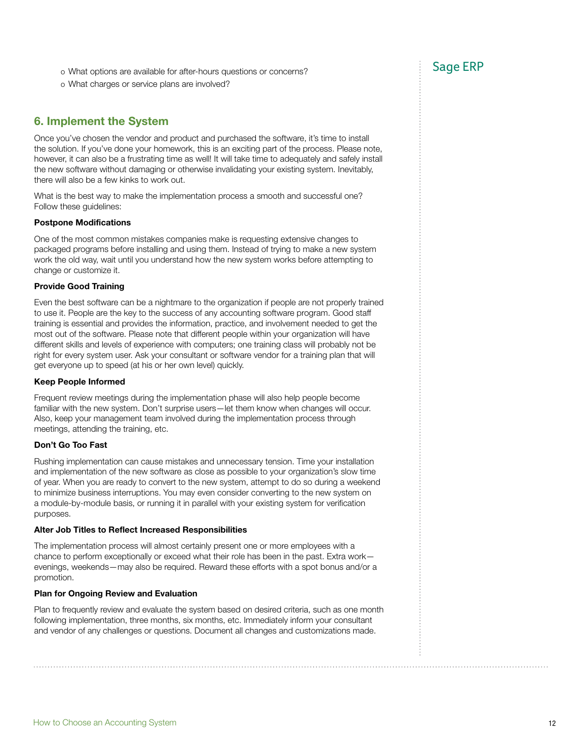- What options are available for after-hours questions or concerns?
- What charges or service plans are involved?

## 6. Implement the System

Once you've chosen the vendor and product and purchased the software, it's time to install the solution. If you've done your homework, this is an exciting part of the process. Please note, however, it can also be a frustrating time as well! It will take time to adequately and safely install the new software without damaging or otherwise invalidating your existing system. Inevitably, there will also be a few kinks to work out.

What is the best way to make the implementation process a smooth and successful one? Follow these guidelines:

**Postpone Modifications**

One of the most common mistakes companies make is requesting extensive changes to packaged programs before installing and using them. Instead of trying to make a new system work the old way, wait until you understand how the new system works before attempting to change or customize it.

**Provide Good Training**

Even the best software can be a nightmare to the organization if people are not properly trained to use it. People are the key to the success of any accounting software program. Good staff training is essential and provides the information, practice, and involvement needed to get the most out of the software. Please note that different people within your organization will have different skills and levels of experience with computers; one training class will probably not be right for every system user. Ask your consultant or software vendor for a training plan that will get everyone up to speed (at his or her own level) quickly.

**Keep People Informed**

Frequent review meetings during the implementation phase will also help people become familiar with the new system. Don't surprise users—let them know when changes will occur. Also, keep your management team involved during the implementation process through meetings, attending the training, etc.

**Don't Go Too Fast**

Rushing implementation can cause mistakes and unnecessary tension. Time your installation and implementation of the new software as close as possible to your organization's slow time of year. When you are ready to convert to the new system, attempt to do so during a weekend to minimize business interruptions. You may even consider converting to the new system on a module-by-module basis, or running it in parallel with your existing system for verification purposes.

**Alter Job Titles to Reflect Increased Responsibilities**

The implementation process will almost certainly present one or more employees with a chance to perform exceptionally or exceed what their role has been in the past. Extra work—evenings, weekends—may also be required. Reward these efforts with a spot bonus and/or a promotion.

**Plan for Ongoing Review and Evaluation**

Plan to frequently review and evaluate the system based on desired criteria, such as one month following implementation, three months, six months, etc. Immediately inform your consultant and vendor of any challenges or questions. Document all changes and customizations made.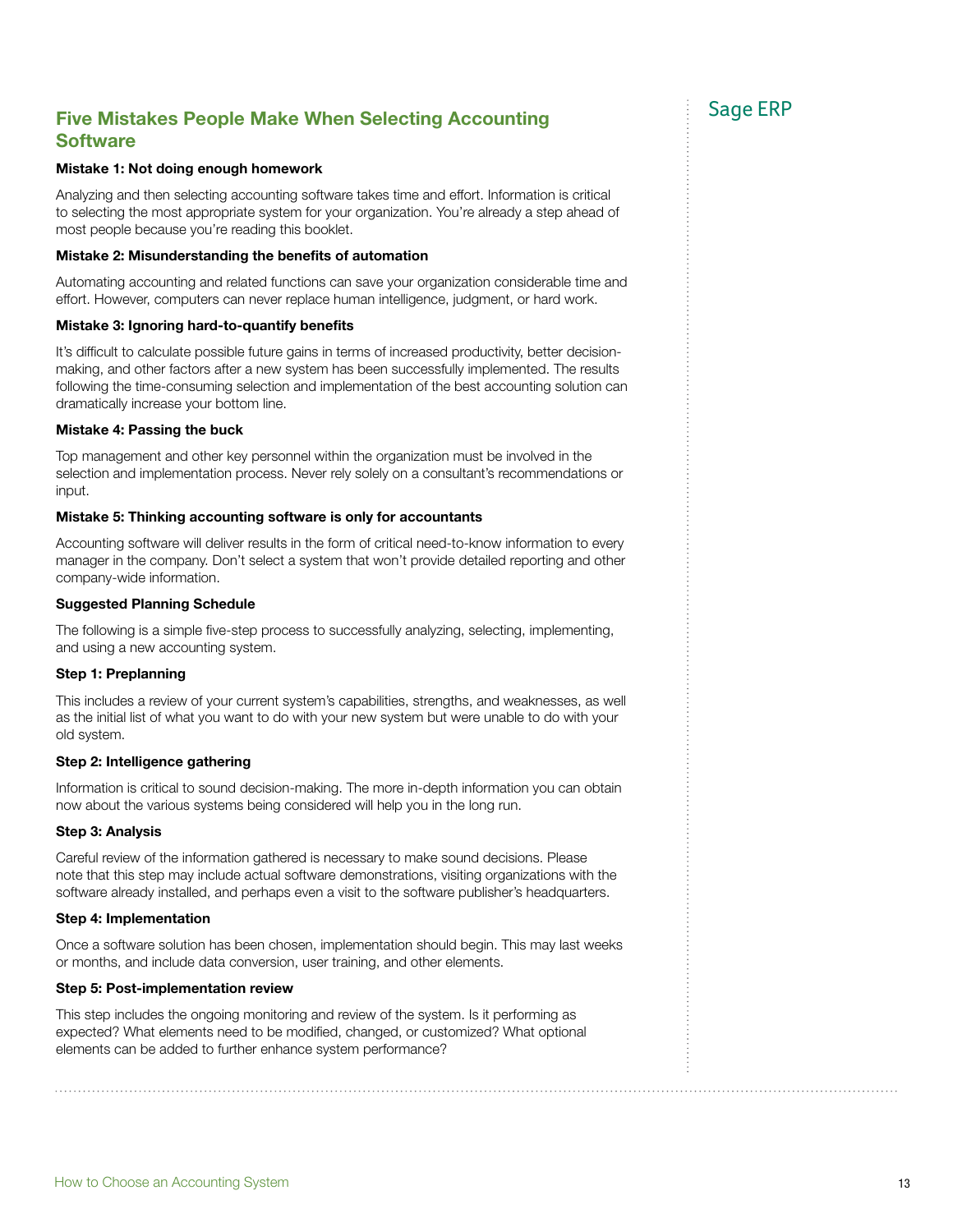## Five Mistakes People Make When Selecting Accounting Software

**Mistake 1: Not doing enough homework**

Analyzing and then selecting accounting software takes time and effort. Information is critical to selecting the most appropriate system for your organization. You're already a step ahead of most people because you're reading this booklet.

**Mistake 2: Misunderstanding the benefits of automation**

Automating accounting and related functions can save your organization considerable time and effort. However, computers can never replace human intelligence, judgment, or hard work.

**Mistake 3: Ignoring hard-to-quantify benefits**

It's difficult to calculate possible future gains in terms of increased productivity, better decision-making, and other factors after a new system has been successfully implemented. The results following the time-consuming selection and implementation of the best accounting solution can dramatically increase your bottom line.

**Mistake 4: Passing the buck**

Top management and other key personnel within the organization must be involved in the selection and implementation process. Never rely solely on a consultant's recommendations or input.

**Mistake 5: Thinking accounting software is only for accountants**

Accounting software will deliver results in the form of critical need-to-know information to every manager in the company. Don't select a system that won't provide detailed reporting and other company-wide information.

**Suggested Planning Schedule**

The following is a simple five-step process to successfully analyzing, selecting, implementing, and using a new accounting system.

**Step 1: Preplanning**

This includes a review of your current system's capabilities, strengths, and weaknesses, as well as the initial list of what you want to do with your new system but were unable to do with your old system.

**Step 2: Intelligence gathering**

Information is critical to sound decision-making. The more in-depth information you can obtain now about the various systems being considered will help you in the long run.

**Step 3: Analysis**

Careful review of the information gathered is necessary to make sound decisions. Please note that this step may include actual software demonstrations, visiting organizations with the software already installed, and perhaps even a visit to the software publisher's headquarters.

**Step 4: Implementation**

Once a software solution has been chosen, implementation should begin. This may last weeks or months, and include data conversion, user training, and other elements.

**Step 5: Post-implementation review**

This step includes the ongoing monitoring and review of the system. Is it performing as expected? What elements need to be modified, changed, or customized? What optional elements can be added to further enhance system performance?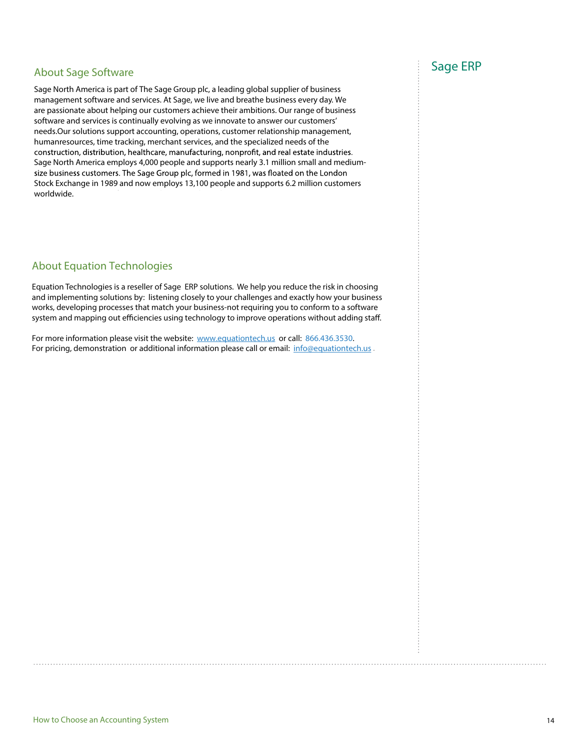## Sage ERP

## About Sage Software

Sage North America is part of The Sage Group plc, a leading global supplier of business management software and services. At Sage, we live and breathe business every day. We are passionate about helping our customers achieve their ambitions. Our range of business software and services is continually evolving as we innovate to answer our customers' needs.Our solutions support accounting, operations, customer relationship management, humanresources, time tracking, merchant services, and the specialized needs of the construction, distribution, healthcare, manufacturing, nonprofit, and real estate industries. Sage North America employs 4,000 people and supports nearly 3.1 million small and medium-size business customers. The Sage Group plc, formed in 1981, was floated on the London Stock Exchange in 1989 and now employs 13,100 people and supports 6.2 million customers worldwide.

## About Equation Technologies

Equation Technologies is a reseller of Sage ERP solutions. We help you reduce the risk in choosing and implementing solutions by: listening closely to your challenges and exactly how your business works, developing processes that match your business-not requiring you to conform to a software system and mapping out efficiencies using technology to improve operations without adding staff.

For more information please visit the website: www.equationtech.us or call: 866.436.3530.
For pricing, demonstration or additional information please call or email: info@equationtech.us .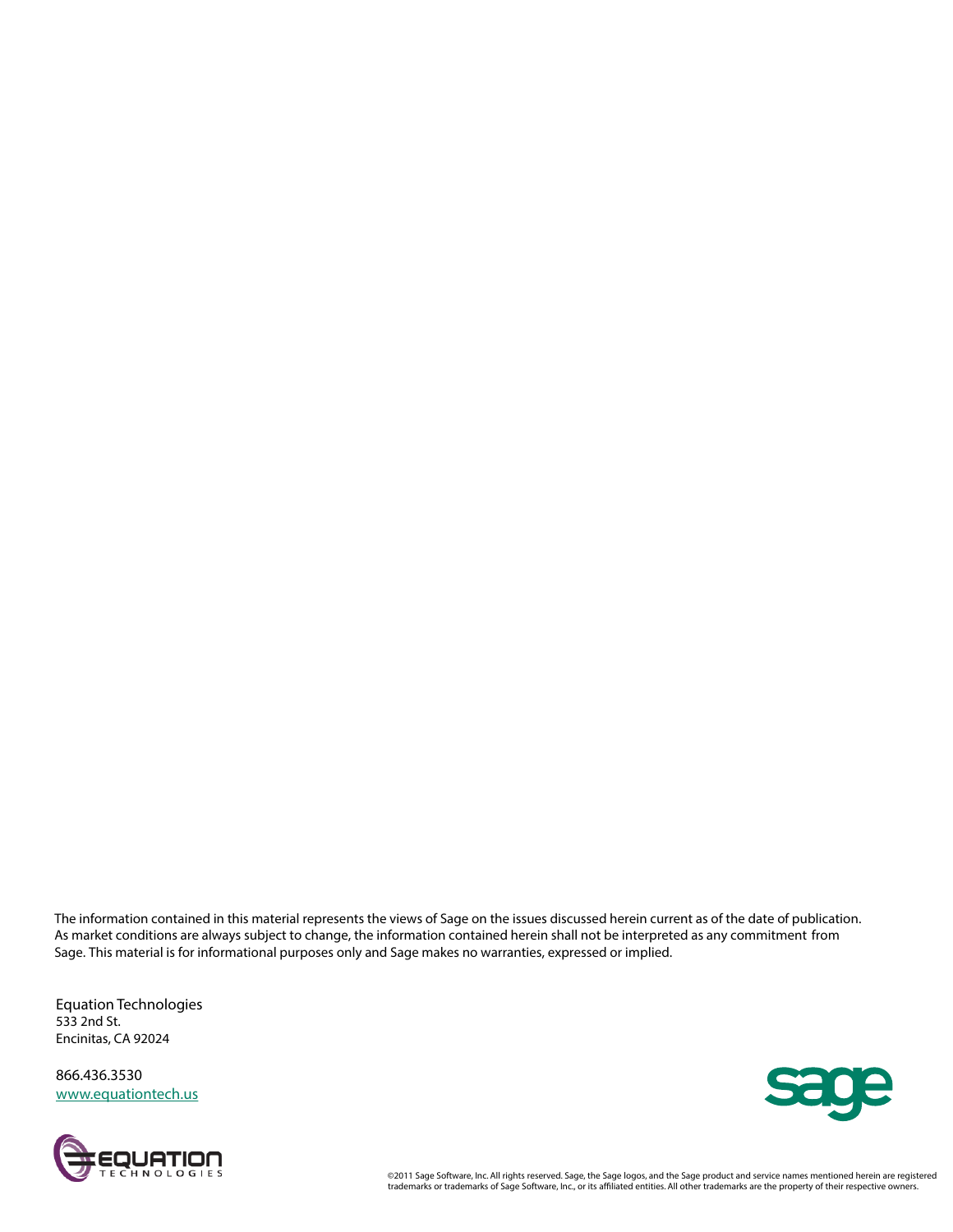The information contained in this material represents the views of Sage on the issues discussed herein current as of the date of publication. As market conditions are always subject to change, the information contained herein shall not be interpreted as any commitment from Sage. This material is for informational purposes only and Sage makes no warranties, expressed or implied.

Equation Technologies
533 2nd St.
Encinitas, CA 92024

866.436.3530
www.equationtech.us

©2011 Sage Software, Inc. All rights reserved. Sage, the Sage logos, and the Sage product and service names mentioned herein are registered trademarks or trademarks of Sage Software, Inc., or its affiliated entities. All other trademarks are the property of their respective owners.